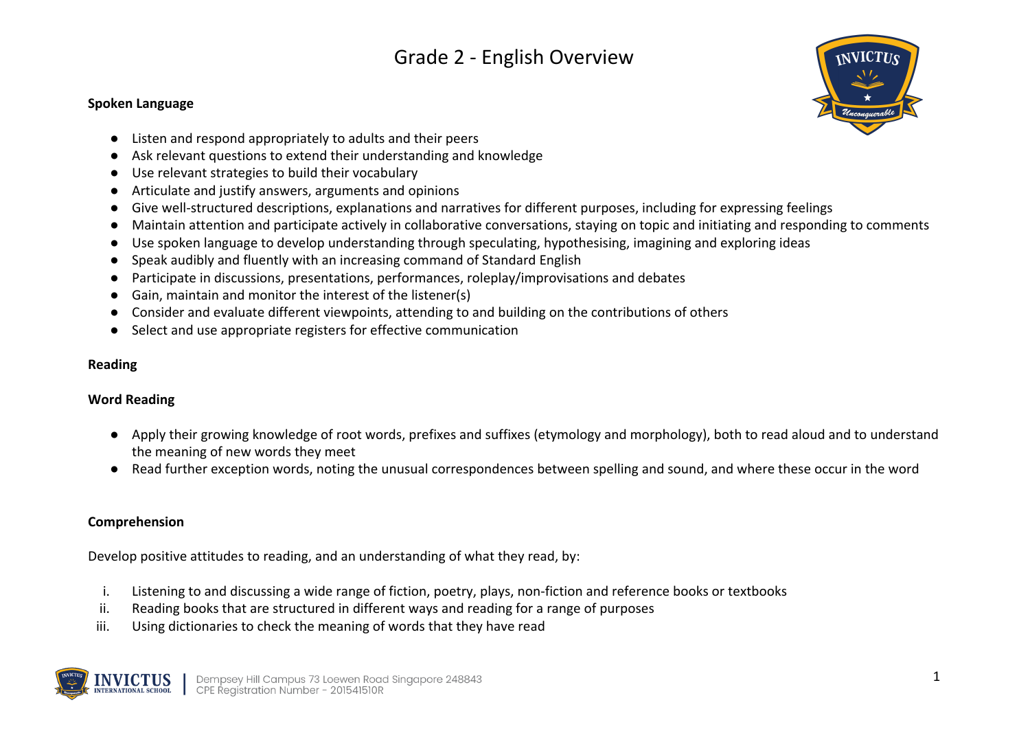# Grade 2 - English Overview

**Spoken Language**

- Listen and respond appropriately to adults and their peers
- Ask relevant questions to extend their understanding and knowledge
- Use relevant strategies to build their vocabulary
- Articulate and justify answers, arguments and opinions
- Give well-structured descriptions, explanations and narratives for different purposes, including for expressing feelings
- Maintain attention and participate actively in collaborative conversations, staying on topic and initiating and responding to comments
- Use spoken language to develop understanding through speculating, hypothesising, imagining and exploring ideas
- Speak audibly and fluently with an increasing command of Standard English
- Participate in discussions, presentations, performances, roleplay/improvisations and debates
- Gain, maintain and monitor the interest of the listener(s)
- Consider and evaluate different viewpoints, attending to and building on the contributions of others
- Select and use appropriate registers for effective communication

**Reading**

**Word Reading**

- Apply their growing knowledge of root words, prefixes and suffixes (etymology and morphology), both to read aloud and to understand the meaning of new words they meet
- Read further exception words, noting the unusual correspondences between spelling and sound, and where these occur in the word

**Comprehension**

Develop positive attitudes to reading, and an understanding of what they read, by:

i. Listening to and discussing a wide range of fiction, poetry, plays, non-fiction and reference books or textbooks
ii. Reading books that are structured in different ways and reading for a range of purposes
iii. Using dictionaries to check the meaning of words that they have read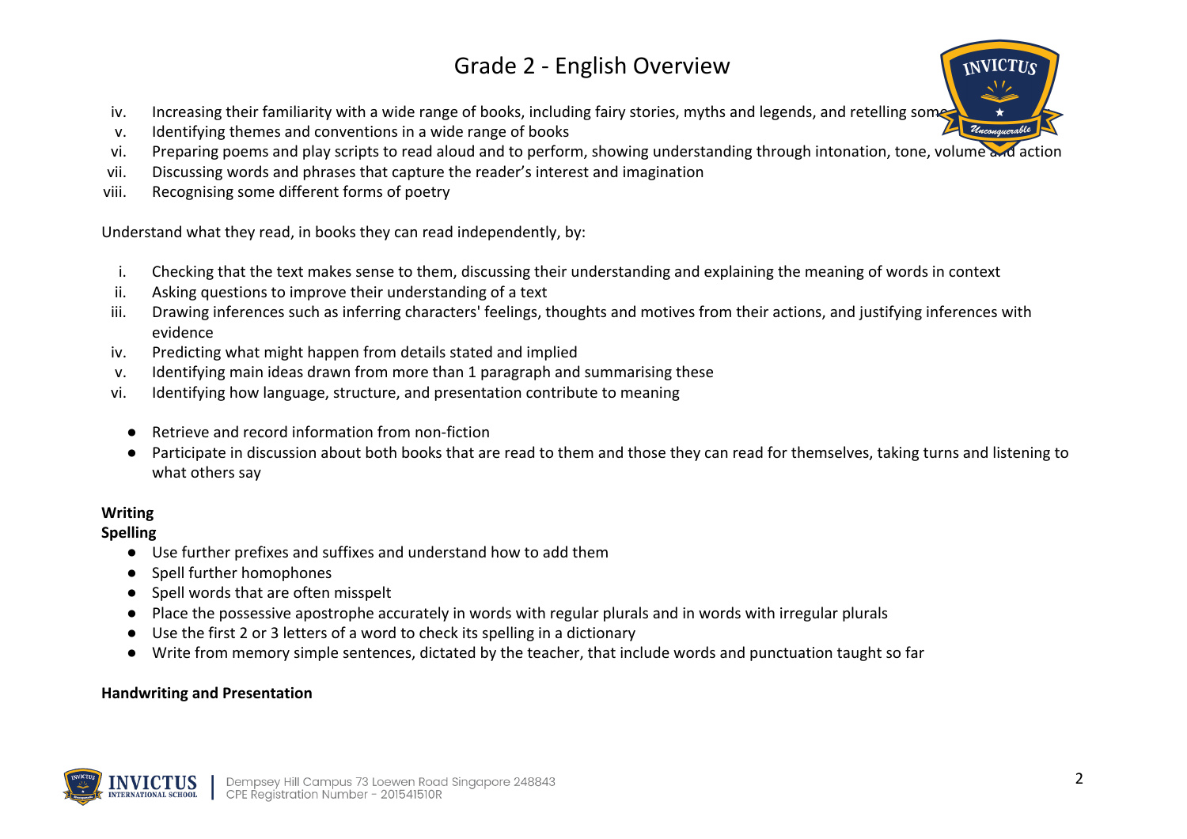iv. Increasing their familiarity with a wide range of books, including fairy stories, myths and legends, and retelling some
v. Identifying themes and conventions in a wide range of books
vi. Preparing poems and play scripts to read aloud and to perform, showing understanding through intonation, tone, volume and action
vii. Discussing words and phrases that capture the reader's interest and imagination
viii. Recognising some different forms of poetry

Understand what they read, in books they can read independently, by:

i. Checking that the text makes sense to them, discussing their understanding and explaining the meaning of words in context
ii. Asking questions to improve their understanding of a text
iii. Drawing inferences such as inferring characters' feelings, thoughts and motives from their actions, and justifying inferences with evidence
iv. Predicting what might happen from details stated and implied
v. Identifying main ideas drawn from more than 1 paragraph and summarising these
vi. Identifying how language, structure, and presentation contribute to meaning

- Retrieve and record information from non-fiction
- Participate in discussion about both books that are read to them and those they can read for themselves, taking turns and listening to what others say

**Writing**
**Spelling**

- Use further prefixes and suffixes and understand how to add them
- Spell further homophones
- Spell words that are often misspelt
- Place the possessive apostrophe accurately in words with regular plurals and in words with irregular plurals
- Use the first 2 or 3 letters of a word to check its spelling in a dictionary
- Write from memory simple sentences, dictated by the teacher, that include words and punctuation taught so far

**Handwriting and Presentation**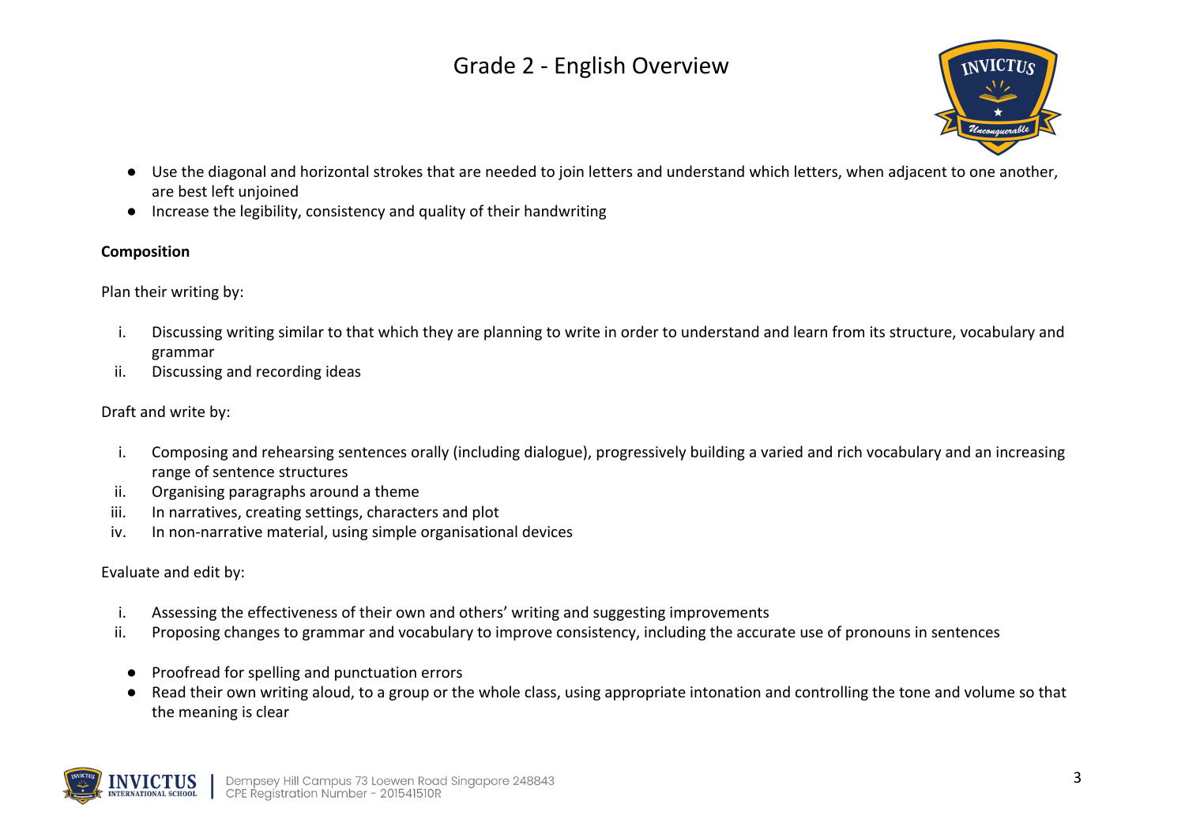- Use the diagonal and horizontal strokes that are needed to join letters and understand which letters, when adjacent to one another, are best left unjoined
- Increase the legibility, consistency and quality of their handwriting

**Composition**

Plan their writing by:

i. Discussing writing similar to that which they are planning to write in order to understand and learn from its structure, vocabulary and grammar
ii. Discussing and recording ideas

Draft and write by:

i. Composing and rehearsing sentences orally (including dialogue), progressively building a varied and rich vocabulary and an increasing range of sentence structures
ii. Organising paragraphs around a theme
iii. In narratives, creating settings, characters and plot
iv. In non-narrative material, using simple organisational devices

Evaluate and edit by:

i. Assessing the effectiveness of their own and others' writing and suggesting improvements
ii. Proposing changes to grammar and vocabulary to improve consistency, including the accurate use of pronouns in sentences

- Proofread for spelling and punctuation errors
- Read their own writing aloud, to a group or the whole class, using appropriate intonation and controlling the tone and volume so that the meaning is clear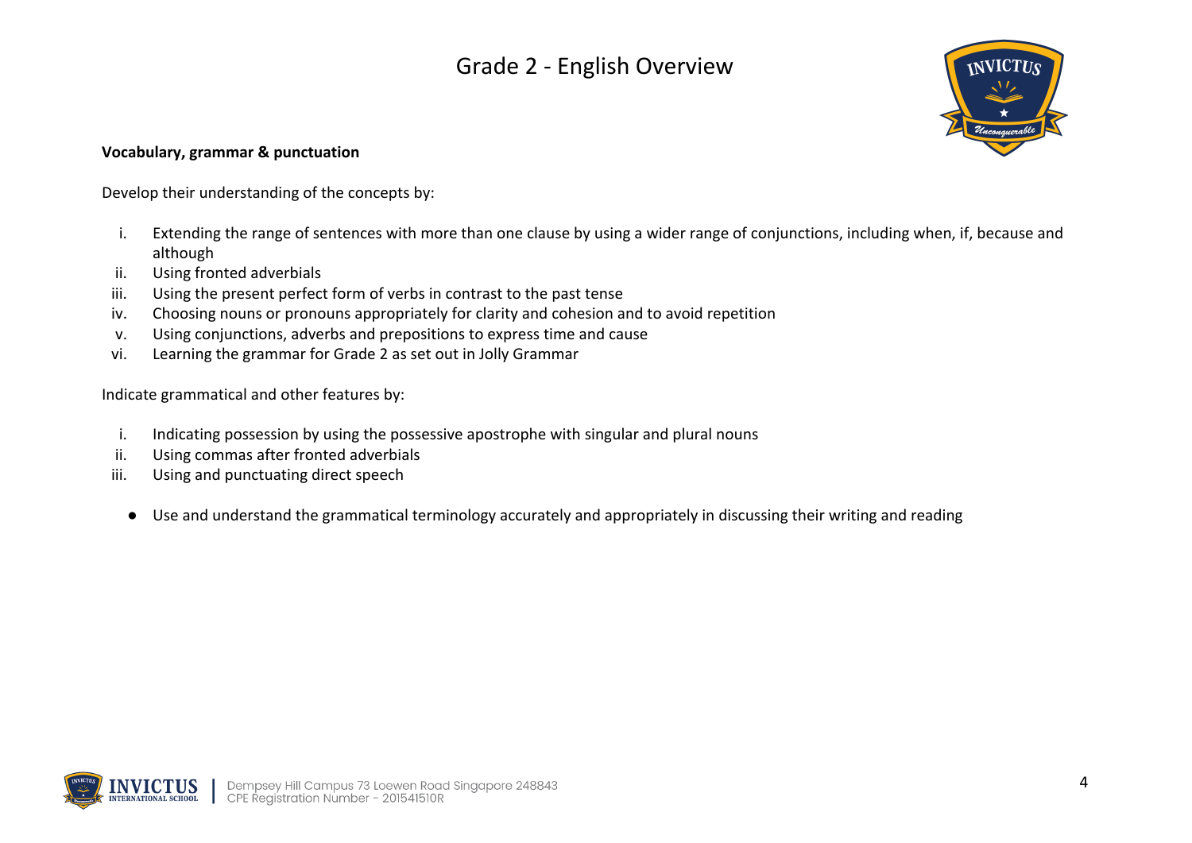# Grade 2 - English Overview

**Vocabulary, grammar & punctuation**

Develop their understanding of the concepts by:

i. Extending the range of sentences with more than one clause by using a wider range of conjunctions, including when, if, because and although
ii. Using fronted adverbials
iii. Using the present perfect form of verbs in contrast to the past tense
iv. Choosing nouns or pronouns appropriately for clarity and cohesion and to avoid repetition
v. Using conjunctions, adverbs and prepositions to express time and cause
vi. Learning the grammar for Grade 2 as set out in Jolly Grammar

Indicate grammatical and other features by:

i. Indicating possession by using the possessive apostrophe with singular and plural nouns
ii. Using commas after fronted adverbials
iii. Using and punctuating direct speech

- Use and understand the grammatical terminology accurately and appropriately in discussing their writing and reading